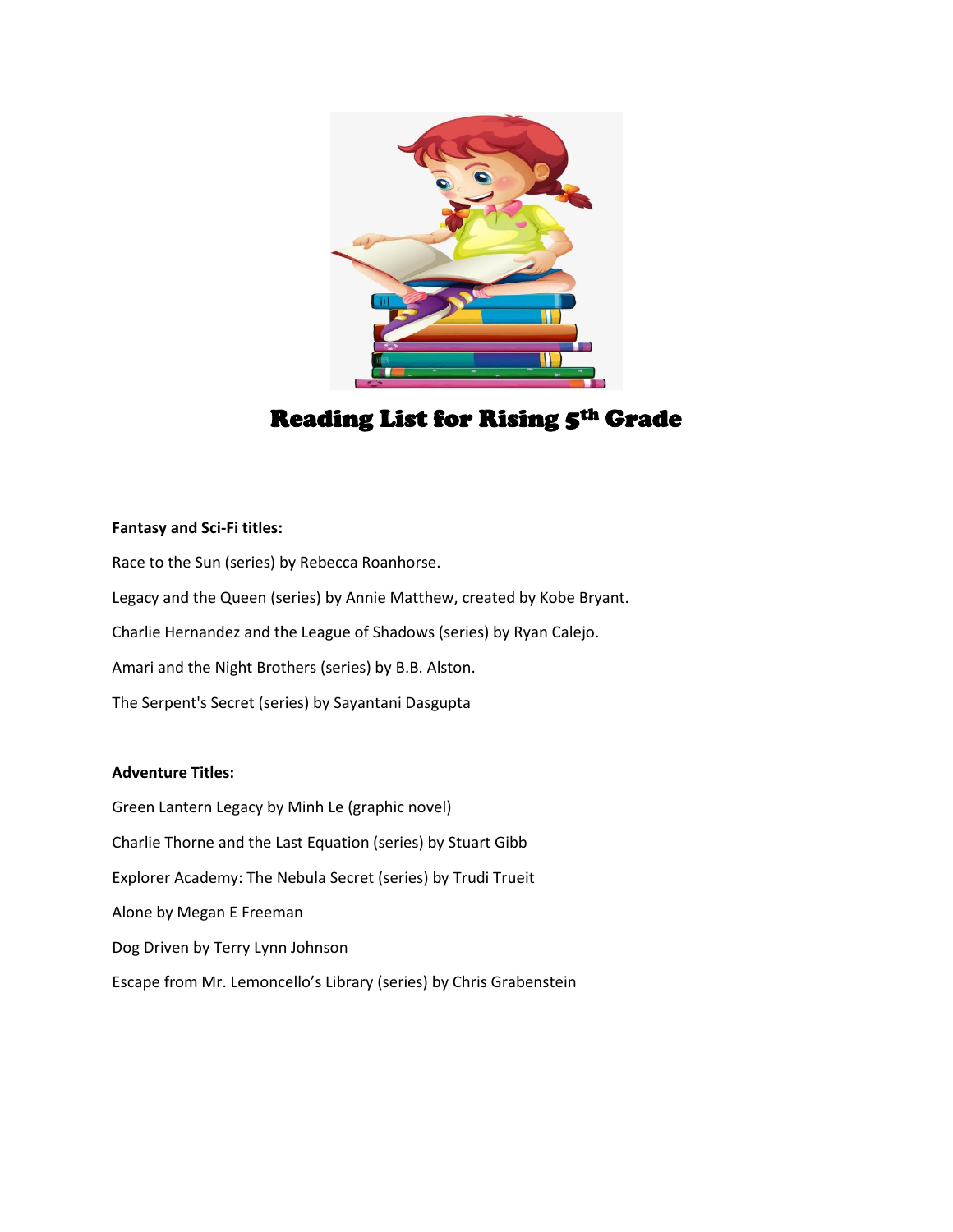# Reading List for Rising 5th Grade

**Fantasy and Sci-Fi titles:**

Race to the Sun (series) by Rebecca Roanhorse.

Legacy and the Queen (series) by Annie Matthew, created by Kobe Bryant.

Charlie Hernandez and the League of Shadows (series) by Ryan Calejo.

Amari and the Night Brothers (series) by B.B. Alston.

The Serpent's Secret (series) by Sayantani Dasgupta

**Adventure Titles:**

Green Lantern Legacy by Minh Le (graphic novel)

Charlie Thorne and the Last Equation (series) by Stuart Gibb

Explorer Academy: The Nebula Secret (series) by Trudi Trueit

Alone by Megan E Freeman

Dog Driven by Terry Lynn Johnson

Escape from Mr. Lemoncello's Library (series) by Chris Grabenstein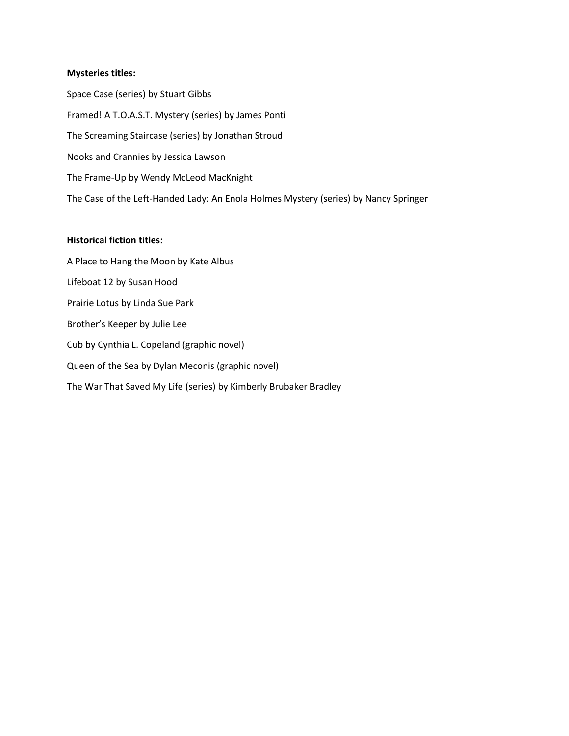**Mysteries titles:**

Space Case (series) by Stuart Gibbs

Framed! A T.O.A.S.T. Mystery (series) by James Ponti

The Screaming Staircase (series) by Jonathan Stroud

Nooks and Crannies by Jessica Lawson

The Frame-Up by Wendy McLeod MacKnight

The Case of the Left-Handed Lady: An Enola Holmes Mystery (series) by Nancy Springer

**Historical fiction titles:**

A Place to Hang the Moon by Kate Albus

Lifeboat 12 by Susan Hood

Prairie Lotus by Linda Sue Park

Brother's Keeper by Julie Lee

Cub by Cynthia L. Copeland (graphic novel)

Queen of the Sea by Dylan Meconis (graphic novel)

The War That Saved My Life (series) by Kimberly Brubaker Bradley